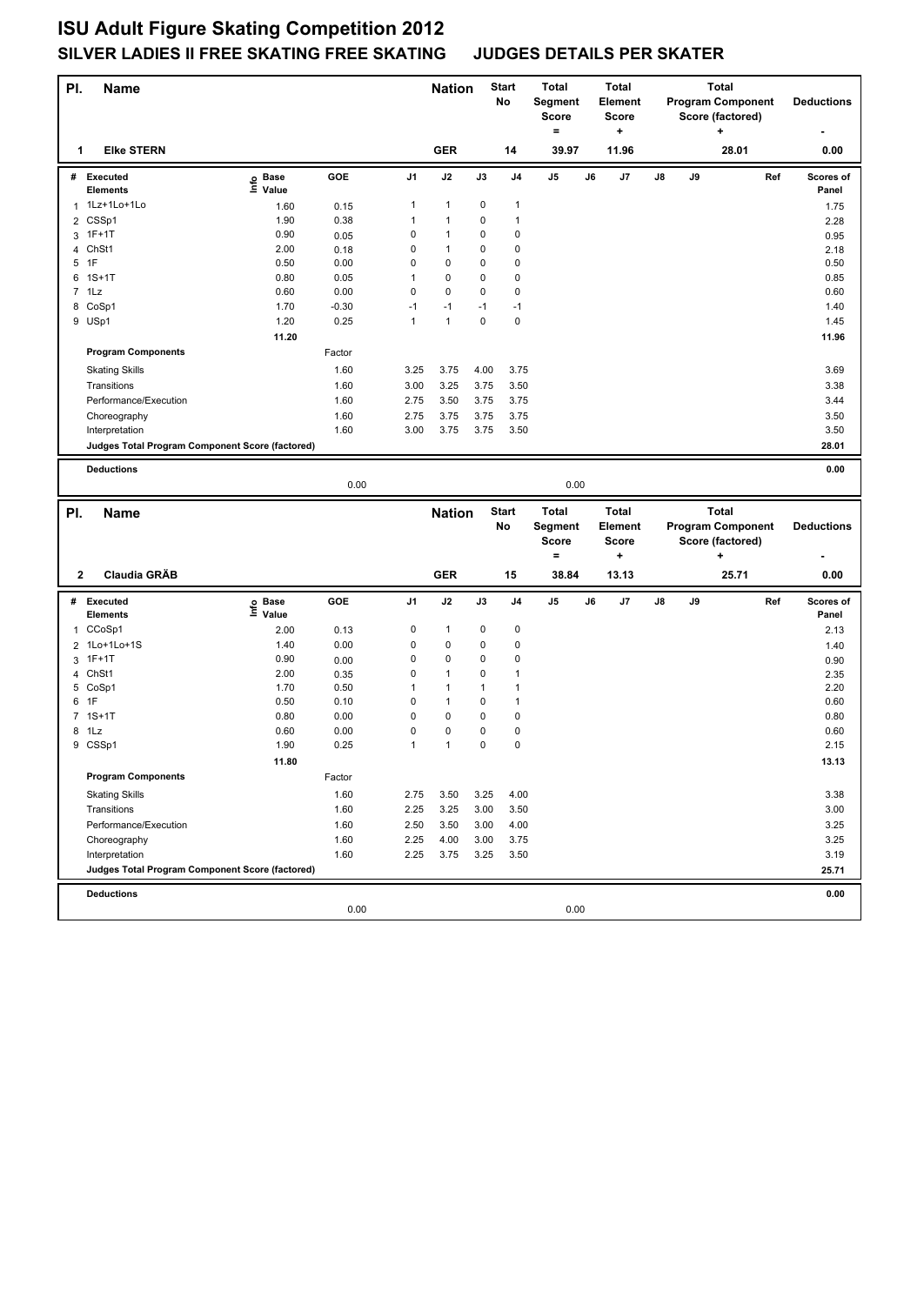# ISU Adult Figure Skating Competition 2012

## SILVER LADIES II FREE SKATING FREE SKATING JUDGES DETAILS PER SKATER

| Pl. | Name | Nation | Start No | Total Segment Score = | Total Element Score + | Total Program Component Score (factored) + | Deductions - |
|---|---|---|---|---|---|---|---|
| 1 | Elke STERN | GER | 14 | 39.97 | 11.96 | 28.01 | 0.00 |

| # | Executed Elements | Info | Base Value | GOE | J1 | J2 | J3 | J4 | J5 | J6 | J7 | J8 | J9 | Ref | Scores of Panel |
|---|---|---|---|---|---|---|---|---|---|---|---|---|---|---|---|
| 1 | 1Lz+1Lo+1Lo | | 1.60 | 0.15 | 1 | 1 | 0 | 1 | | | | | | | 1.75 |
| 2 | CSSp1 | | 1.90 | 0.38 | 1 | 1 | 0 | 1 | | | | | | | 2.28 |
| 3 | 1F+1T | | 0.90 | 0.05 | 0 | 1 | 0 | 0 | | | | | | | 0.95 |
| 4 | ChSt1 | | 2.00 | 0.18 | 0 | 1 | 0 | 0 | | | | | | | 2.18 |
| 5 | 1F | | 0.50 | 0.00 | 0 | 0 | 0 | 0 | | | | | | | 0.50 |
| 6 | 1S+1T | | 0.80 | 0.05 | 1 | 0 | 0 | 0 | | | | | | | 0.85 |
| 7 | 1Lz | | 0.60 | 0.00 | 0 | 0 | 0 | 0 | | | | | | | 0.60 |
| 8 | CoSp1 | | 1.70 | -0.30 | -1 | -1 | -1 | -1 | | | | | | | 1.40 |
| 9 | USp1 | | 1.20 | 0.25 | 1 | 1 | 0 | 0 | | | | | | | 1.45 |
| | | | 11.20 | | | | | | | | | | | | 11.96 |
| | **Program Components** | | | Factor | | | | | | | | | | | |
| | Skating Skills | | | 1.60 | 3.25 | 3.75 | 4.00 | 3.75 | | | | | | | 3.69 |
| | Transitions | | | 1.60 | 3.00 | 3.25 | 3.75 | 3.50 | | | | | | | 3.38 |
| | Performance/Execution | | | 1.60 | 2.75 | 3.50 | 3.75 | 3.75 | | | | | | | 3.44 |
| | Choreography | | | 1.60 | 2.75 | 3.75 | 3.75 | 3.75 | | | | | | | 3.50 |
| | Interpretation | | | 1.60 | 3.00 | 3.75 | 3.75 | 3.50 | | | | | | | 3.50 |
| | **Judges Total Program Component Score (factored)** | | | | | | | | | | | | | | 28.01 |
| | **Deductions** | | | | | | | | | | | | | | 0.00 |
| | | | | 0.00 | | | | | 0.00 | | | | | | |

| Pl. | Name | Nation | Start No | Total Segment Score = | Total Element Score + | Total Program Component Score (factored) + | Deductions - |
|---|---|---|---|---|---|---|---|
| 2 | Claudia GRÄB | GER | 15 | 38.84 | 13.13 | 25.71 | 0.00 |

| # | Executed Elements | Info | Base Value | GOE | J1 | J2 | J3 | J4 | J5 | J6 | J7 | J8 | J9 | Ref | Scores of Panel |
|---|---|---|---|---|---|---|---|---|---|---|---|---|---|---|---|
| 1 | CCoSp1 | | 2.00 | 0.13 | 0 | 1 | 0 | 0 | | | | | | | 2.13 |
| 2 | 1Lo+1Lo+1S | | 1.40 | 0.00 | 0 | 0 | 0 | 0 | | | | | | | 1.40 |
| 3 | 1F+1T | | 0.90 | 0.00 | 0 | 0 | 0 | 0 | | | | | | | 0.90 |
| 4 | ChSt1 | | 2.00 | 0.35 | 0 | 1 | 0 | 1 | | | | | | | 2.35 |
| 5 | CoSp1 | | 1.70 | 0.50 | 1 | 1 | 1 | 1 | | | | | | | 2.20 |
| 6 | 1F | | 0.50 | 0.10 | 0 | 1 | 0 | 1 | | | | | | | 0.60 |
| 7 | 1S+1T | | 0.80 | 0.00 | 0 | 0 | 0 | 0 | | | | | | | 0.80 |
| 8 | 1Lz | | 0.60 | 0.00 | 0 | 0 | 0 | 0 | | | | | | | 0.60 |
| 9 | CSSp1 | | 1.90 | 0.25 | 1 | 1 | 0 | 0 | | | | | | | 2.15 |
| | | | 11.80 | | | | | | | | | | | | 13.13 |
| | **Program Components** | | | Factor | | | | | | | | | | | |
| | Skating Skills | | | 1.60 | 2.75 | 3.50 | 3.25 | 4.00 | | | | | | | 3.38 |
| | Transitions | | | 1.60 | 2.25 | 3.25 | 3.00 | 3.50 | | | | | | | 3.00 |
| | Performance/Execution | | | 1.60 | 2.50 | 3.50 | 3.00 | 4.00 | | | | | | | 3.25 |
| | Choreography | | | 1.60 | 2.25 | 4.00 | 3.00 | 3.75 | | | | | | | 3.25 |
| | Interpretation | | | 1.60 | 2.25 | 3.75 | 3.25 | 3.50 | | | | | | | 3.19 |
| | **Judges Total Program Component Score (factored)** | | | | | | | | | | | | | | 25.71 |
| | **Deductions** | | | | | | | | | | | | | | 0.00 |
| | | | | 0.00 | | | | | 0.00 | | | | | | |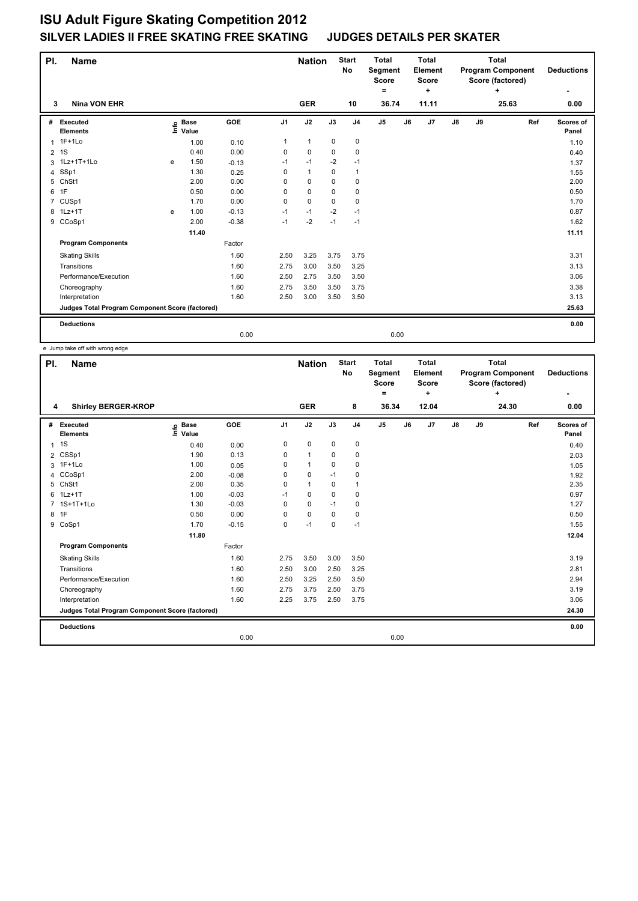# ISU Adult Figure Skating Competition 2012

## SILVER LADIES II FREE SKATING FREE SKATING JUDGES DETAILS PER SKATER

| Pl. | Name | Nation | Start No | Total Segment Score = | Total Element Score + | Total Program Component Score (factored) + | Deductions - |
|---|---|---|---|---|---|---|---|
| 3 | Nina VON EHR | GER | 10 | 36.74 | 11.11 | 25.63 | 0.00 |

| # | Executed Elements | Info | Base Value | GOE | J1 | J2 | J3 | J4 | J5 | J6 | J7 | J8 | J9 | Ref | Scores of Panel |
|---|---|---|---|---|---|---|---|---|---|---|---|---|---|---|---|
| 1 | 1F+1Lo | | 1.00 | 0.10 | 1 | 1 | 0 | 0 | | | | | | | 1.10 |
| 2 | 1S | | 0.40 | 0.00 | 0 | 0 | 0 | 0 | | | | | | | 0.40 |
| 3 | 1Lz+1T+1Lo | e | 1.50 | -0.13 | -1 | -1 | -2 | -1 | | | | | | | 1.37 |
| 4 | SSp1 | | 1.30 | 0.25 | 0 | 1 | 0 | 1 | | | | | | | 1.55 |
| 5 | ChSt1 | | 2.00 | 0.00 | 0 | 0 | 0 | 0 | | | | | | | 2.00 |
| 6 | 1F | | 0.50 | 0.00 | 0 | 0 | 0 | 0 | | | | | | | 0.50 |
| 7 | CUSp1 | | 1.70 | 0.00 | 0 | 0 | 0 | 0 | | | | | | | 1.70 |
| 8 | 1Lz+1T | e | 1.00 | -0.13 | -1 | -1 | -2 | -1 | | | | | | | 0.87 |
| 9 | CCoSp1 | | 2.00 | -0.38 | -1 | -2 | -1 | -1 | | | | | | | 1.62 |
| | | | 11.40 | | | | | | | | | | | | 11.11 |
| | **Program Components** | | | Factor | | | | | | | | | | | |
| | Skating Skills | | | 1.60 | 2.50 | 3.25 | 3.75 | 3.75 | | | | | | | 3.31 |
| | Transitions | | | 1.60 | 2.75 | 3.00 | 3.50 | 3.25 | | | | | | | 3.13 |
| | Performance/Execution | | | 1.60 | 2.50 | 2.75 | 3.50 | 3.50 | | | | | | | 3.06 |
| | Choreography | | | 1.60 | 2.75 | 3.50 | 3.50 | 3.75 | | | | | | | 3.38 |
| | Interpretation | | | 1.60 | 2.50 | 3.00 | 3.50 | 3.50 | | | | | | | 3.13 |
| | **Judges Total Program Component Score (factored)** | | | | | | | | | | | | | | 25.63 |
| | **Deductions** | | | 0.00 | | | | | 0.00 | | | | | | 0.00 |

e Jump take off with wrong edge

| Pl. | Name | Nation | Start No | Total Segment Score = | Total Element Score + | Total Program Component Score (factored) + | Deductions - |
|---|---|---|---|---|---|---|---|
| 4 | Shirley BERGER-KROP | GER | 8 | 36.34 | 12.04 | 24.30 | 0.00 |

| # | Executed Elements | Info | Base Value | GOE | J1 | J2 | J3 | J4 | J5 | J6 | J7 | J8 | J9 | Ref | Scores of Panel |
|---|---|---|---|---|---|---|---|---|---|---|---|---|---|---|---|
| 1 | 1S | | 0.40 | 0.00 | 0 | 0 | 0 | 0 | | | | | | | 0.40 |
| 2 | CSSp1 | | 1.90 | 0.13 | 0 | 1 | 0 | 0 | | | | | | | 2.03 |
| 3 | 1F+1Lo | | 1.00 | 0.05 | 0 | 1 | 0 | 0 | | | | | | | 1.05 |
| 4 | CCoSp1 | | 2.00 | -0.08 | 0 | 0 | -1 | 0 | | | | | | | 1.92 |
| 5 | ChSt1 | | 2.00 | 0.35 | 0 | 1 | 0 | 1 | | | | | | | 2.35 |
| 6 | 1Lz+1T | | 1.00 | -0.03 | -1 | 0 | 0 | 0 | | | | | | | 0.97 |
| 7 | 1S+1T+1Lo | | 1.30 | -0.03 | 0 | 0 | -1 | 0 | | | | | | | 1.27 |
| 8 | 1F | | 0.50 | 0.00 | 0 | 0 | 0 | 0 | | | | | | | 0.50 |
| 9 | CoSp1 | | 1.70 | -0.15 | 0 | -1 | 0 | -1 | | | | | | | 1.55 |
| | | | 11.80 | | | | | | | | | | | | 12.04 |
| | **Program Components** | | | Factor | | | | | | | | | | | |
| | Skating Skills | | | 1.60 | 2.75 | 3.50 | 3.00 | 3.50 | | | | | | | 3.19 |
| | Transitions | | | 1.60 | 2.50 | 3.00 | 2.50 | 3.25 | | | | | | | 2.81 |
| | Performance/Execution | | | 1.60 | 2.50 | 3.25 | 2.50 | 3.50 | | | | | | | 2.94 |
| | Choreography | | | 1.60 | 2.75 | 3.75 | 2.50 | 3.75 | | | | | | | 3.19 |
| | Interpretation | | | 1.60 | 2.25 | 3.75 | 2.50 | 3.75 | | | | | | | 3.06 |
| | **Judges Total Program Component Score (factored)** | | | | | | | | | | | | | | 24.30 |
| | **Deductions** | | | 0.00 | | | | | 0.00 | | | | | | 0.00 |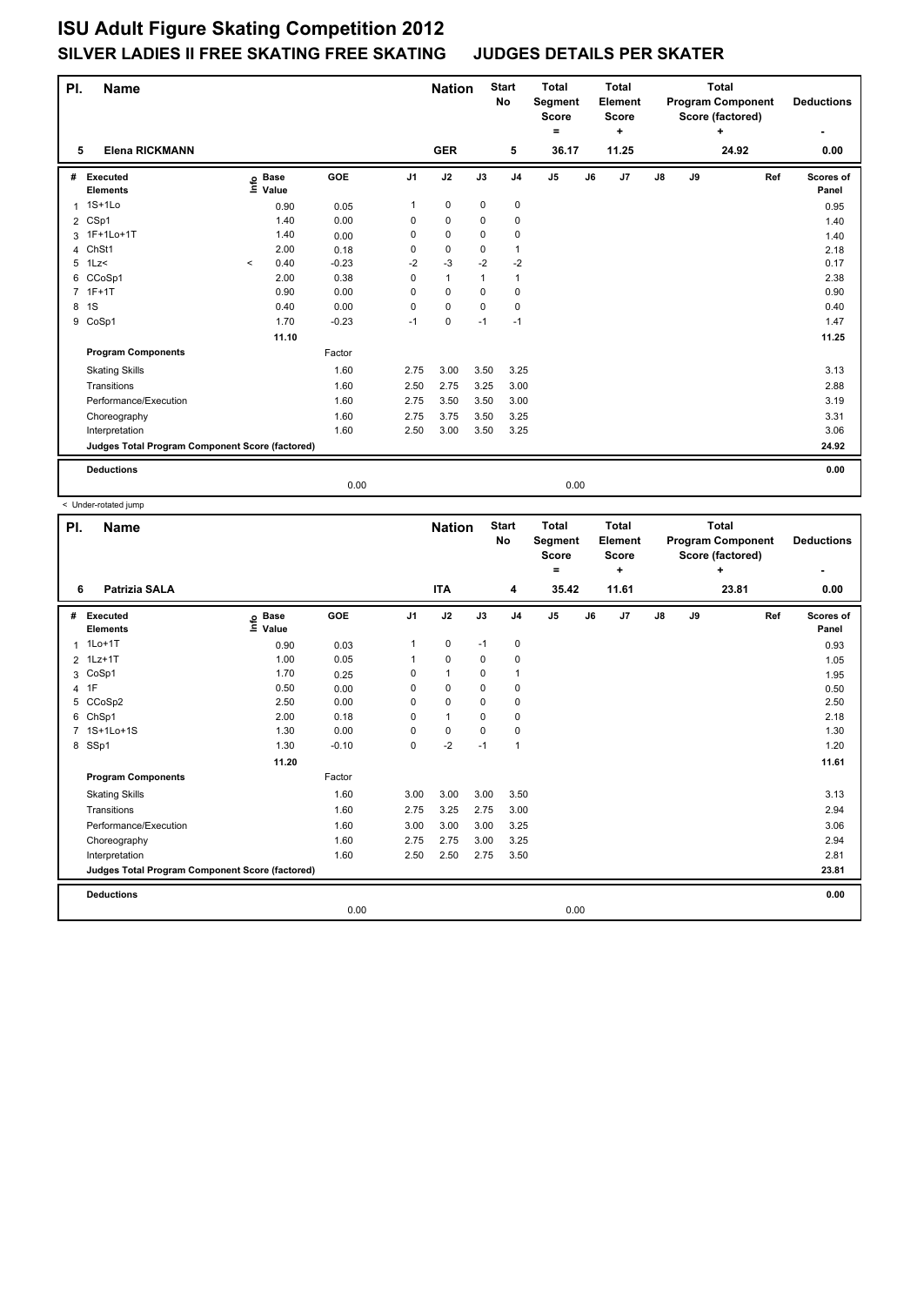# ISU Adult Figure Skating Competition 2012

## SILVER LADIES II FREE SKATING FREE SKATING JUDGES DETAILS PER SKATER

| Pl. | Name | Nation | Start No | Total Segment Score = | Total Element Score + | Total Program Component Score (factored) + | Deductions - |
|---|---|---|---|---|---|---|---|
| 5 | Elena RICKMANN | GER | 5 | 36.17 | 11.25 | 24.92 | 0.00 |

| # | Executed Elements | Info | Base Value | GOE | J1 | J2 | J3 | J4 | J5 | J6 | J7 | J8 | J9 | Ref | Scores of Panel |
|---|---|---|---|---|---|---|---|---|---|---|---|---|---|---|---|
| 1 | 1S+1Lo | | 0.90 | 0.05 | 1 | 0 | 0 | 0 | | | | | | | 0.95 |
| 2 | CSp1 | | 1.40 | 0.00 | 0 | 0 | 0 | 0 | | | | | | | 1.40 |
| 3 | 1F+1Lo+1T | | 1.40 | 0.00 | 0 | 0 | 0 | 0 | | | | | | | 1.40 |
| 4 | ChSt1 | | 2.00 | 0.18 | 0 | 0 | 0 | 1 | | | | | | | 2.18 |
| 5 | 1Lz< | < | 0.40 | -0.23 | -2 | -3 | -2 | -2 | | | | | | | 0.17 |
| 6 | CCoSp1 | | 2.00 | 0.38 | 0 | 1 | 1 | 1 | | | | | | | 2.38 |
| 7 | 1F+1T | | 0.90 | 0.00 | 0 | 0 | 0 | 0 | | | | | | | 0.90 |
| 8 | 1S | | 0.40 | 0.00 | 0 | 0 | 0 | 0 | | | | | | | 0.40 |
| 9 | CoSp1 | | 1.70 | -0.23 | -1 | 0 | -1 | -1 | | | | | | | 1.47 |
| | | | 11.10 | | | | | | | | | | | | 11.25 |
| | **Program Components** | | | Factor | | | | | | | | | | | |
| | Skating Skills | | | 1.60 | 2.75 | 3.00 | 3.50 | 3.25 | | | | | | | 3.13 |
| | Transitions | | | 1.60 | 2.50 | 2.75 | 3.25 | 3.00 | | | | | | | 2.88 |
| | Performance/Execution | | | 1.60 | 2.75 | 3.50 | 3.50 | 3.00 | | | | | | | 3.19 |
| | Choreography | | | 1.60 | 2.75 | 3.75 | 3.50 | 3.25 | | | | | | | 3.31 |
| | Interpretation | | | 1.60 | 2.50 | 3.00 | 3.50 | 3.25 | | | | | | | 3.06 |
| | **Judges Total Program Component Score (factored)** | | | | | | | | | | | | | | 24.92 |
| | **Deductions** | | | | | | | | | | | | | | 0.00 |
| | | | | 0.00 | | | | | 0.00 | | | | | | |

< Under-rotated jump

| Pl. | Name | Nation | Start No | Total Segment Score = | Total Element Score + | Total Program Component Score (factored) + | Deductions - |
|---|---|---|---|---|---|---|---|
| 6 | Patrizia SALA | ITA | 4 | 35.42 | 11.61 | 23.81 | 0.00 |

| # | Executed Elements | Info | Base Value | GOE | J1 | J2 | J3 | J4 | J5 | J6 | J7 | J8 | J9 | Ref | Scores of Panel |
|---|---|---|---|---|---|---|---|---|---|---|---|---|---|---|---|
| 1 | 1Lo+1T | | 0.90 | 0.03 | 1 | 0 | -1 | 0 | | | | | | | 0.93 |
| 2 | 1Lz+1T | | 1.00 | 0.05 | 1 | 0 | 0 | 0 | | | | | | | 1.05 |
| 3 | CoSp1 | | 1.70 | 0.25 | 0 | 1 | 0 | 1 | | | | | | | 1.95 |
| 4 | 1F | | 0.50 | 0.00 | 0 | 0 | 0 | 0 | | | | | | | 0.50 |
| 5 | CCoSp2 | | 2.50 | 0.00 | 0 | 0 | 0 | 0 | | | | | | | 2.50 |
| 6 | ChSp1 | | 2.00 | 0.18 | 0 | 1 | 0 | 0 | | | | | | | 2.18 |
| 7 | 1S+1Lo+1S | | 1.30 | 0.00 | 0 | 0 | 0 | 0 | | | | | | | 1.30 |
| 8 | SSp1 | | 1.30 | -0.10 | 0 | -2 | -1 | 1 | | | | | | | 1.20 |
| | | | 11.20 | | | | | | | | | | | | 11.61 |
| | **Program Components** | | | Factor | | | | | | | | | | | |
| | Skating Skills | | | 1.60 | 3.00 | 3.00 | 3.00 | 3.50 | | | | | | | 3.13 |
| | Transitions | | | 1.60 | 2.75 | 3.25 | 2.75 | 3.00 | | | | | | | 2.94 |
| | Performance/Execution | | | 1.60 | 3.00 | 3.00 | 3.00 | 3.25 | | | | | | | 3.06 |
| | Choreography | | | 1.60 | 2.75 | 2.75 | 3.00 | 3.25 | | | | | | | 2.94 |
| | Interpretation | | | 1.60 | 2.50 | 2.50 | 2.75 | 3.50 | | | | | | | 2.81 |
| | **Judges Total Program Component Score (factored)** | | | | | | | | | | | | | | 23.81 |
| | **Deductions** | | | | | | | | | | | | | | 0.00 |
| | | | | 0.00 | | | | | 0.00 | | | | | | |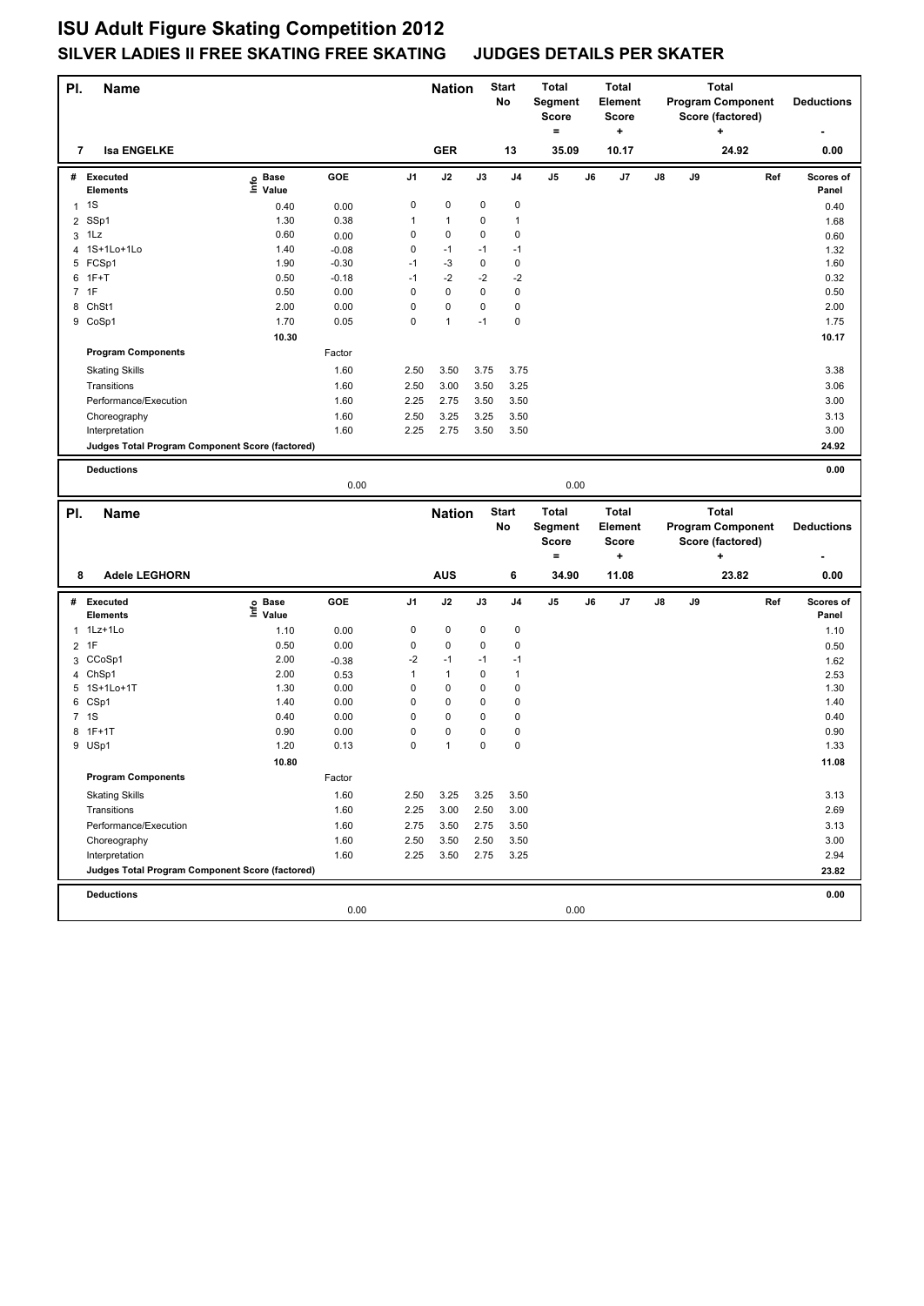# ISU Adult Figure Skating Competition 2012

## SILVER LADIES II FREE SKATING FREE SKATING JUDGES DETAILS PER SKATER

| Pl. | Name | Nation | Start No | Total Segment Score = | Total Element Score + | Total Program Component Score (factored) + | Deductions - |
|---|---|---|---|---|---|---|---|
| 7 | Isa ENGELKE | GER | 13 | 35.09 | 10.17 | 24.92 | 0.00 |

| # | Executed Elements | Info | Base Value | GOE | J1 | J2 | J3 | J4 | J5 | J6 | J7 | J8 | J9 | Ref | Scores of Panel |
|---|---|---|---|---|---|---|---|---|---|---|---|---|---|---|---|
| 1 | 1S | | 0.40 | 0.00 | 0 | 0 | 0 | 0 | | | | | | | 0.40 |
| 2 | SSp1 | | 1.30 | 0.38 | 1 | 1 | 0 | 1 | | | | | | | 1.68 |
| 3 | 1Lz | | 0.60 | 0.00 | 0 | 0 | 0 | 0 | | | | | | | 0.60 |
| 4 | 1S+1Lo+1Lo | | 1.40 | -0.08 | 0 | -1 | -1 | -1 | | | | | | | 1.32 |
| 5 | FCSp1 | | 1.90 | -0.30 | -1 | -3 | 0 | 0 | | | | | | | 1.60 |
| 6 | 1F+T | | 0.50 | -0.18 | -1 | -2 | -2 | -2 | | | | | | | 0.32 |
| 7 | 1F | | 0.50 | 0.00 | 0 | 0 | 0 | 0 | | | | | | | 0.50 |
| 8 | ChSt1 | | 2.00 | 0.00 | 0 | 0 | 0 | 0 | | | | | | | 2.00 |
| 9 | CoSp1 | | 1.70 | 0.05 | 0 | 1 | -1 | 0 | | | | | | | 1.75 |
| | | | 10.30 | | | | | | | | | | | | 10.17 |
| | **Program Components** | | | Factor | | | | | | | | | | | |
| | Skating Skills | | | 1.60 | 2.50 | 3.50 | 3.75 | 3.75 | | | | | | | 3.38 |
| | Transitions | | | 1.60 | 2.50 | 3.00 | 3.50 | 3.25 | | | | | | | 3.06 |
| | Performance/Execution | | | 1.60 | 2.25 | 2.75 | 3.50 | 3.50 | | | | | | | 3.00 |
| | Choreography | | | 1.60 | 2.50 | 3.25 | 3.25 | 3.50 | | | | | | | 3.13 |
| | Interpretation | | | 1.60 | 2.25 | 2.75 | 3.50 | 3.50 | | | | | | | 3.00 |
| | **Judges Total Program Component Score (factored)** | | | | | | | | | | | | | | 24.92 |
| | **Deductions** | | | 0.00 | | | | | 0.00 | | | | | | 0.00 |

| Pl. | Name | Nation | Start No | Total Segment Score = | Total Element Score + | Total Program Component Score (factored) + | Deductions - |
|---|---|---|---|---|---|---|---|
| 8 | Adele LEGHORN | AUS | 6 | 34.90 | 11.08 | 23.82 | 0.00 |

| # | Executed Elements | Info | Base Value | GOE | J1 | J2 | J3 | J4 | J5 | J6 | J7 | J8 | J9 | Ref | Scores of Panel |
|---|---|---|---|---|---|---|---|---|---|---|---|---|---|---|---|
| 1 | 1Lz+1Lo | | 1.10 | 0.00 | 0 | 0 | 0 | 0 | | | | | | | 1.10 |
| 2 | 1F | | 0.50 | 0.00 | 0 | 0 | 0 | 0 | | | | | | | 0.50 |
| 3 | CCoSp1 | | 2.00 | -0.38 | -2 | -1 | -1 | -1 | | | | | | | 1.62 |
| 4 | ChSp1 | | 2.00 | 0.53 | 1 | 1 | 0 | 1 | | | | | | | 2.53 |
| 5 | 1S+1Lo+1T | | 1.30 | 0.00 | 0 | 0 | 0 | 0 | | | | | | | 1.30 |
| 6 | CSp1 | | 1.40 | 0.00 | 0 | 0 | 0 | 0 | | | | | | | 1.40 |
| 7 | 1S | | 0.40 | 0.00 | 0 | 0 | 0 | 0 | | | | | | | 0.40 |
| 8 | 1F+1T | | 0.90 | 0.00 | 0 | 0 | 0 | 0 | | | | | | | 0.90 |
| 9 | USp1 | | 1.20 | 0.13 | 0 | 1 | 0 | 0 | | | | | | | 1.33 |
| | | | 10.80 | | | | | | | | | | | | 11.08 |
| | **Program Components** | | | Factor | | | | | | | | | | | |
| | Skating Skills | | | 1.60 | 2.50 | 3.25 | 3.25 | 3.50 | | | | | | | 3.13 |
| | Transitions | | | 1.60 | 2.25 | 3.00 | 2.50 | 3.00 | | | | | | | 2.69 |
| | Performance/Execution | | | 1.60 | 2.75 | 3.50 | 2.75 | 3.50 | | | | | | | 3.13 |
| | Choreography | | | 1.60 | 2.50 | 3.50 | 2.50 | 3.50 | | | | | | | 3.00 |
| | Interpretation | | | 1.60 | 2.25 | 3.50 | 2.75 | 3.25 | | | | | | | 2.94 |
| | **Judges Total Program Component Score (factored)** | | | | | | | | | | | | | | 23.82 |
| | **Deductions** | | | 0.00 | | | | | 0.00 | | | | | | 0.00 |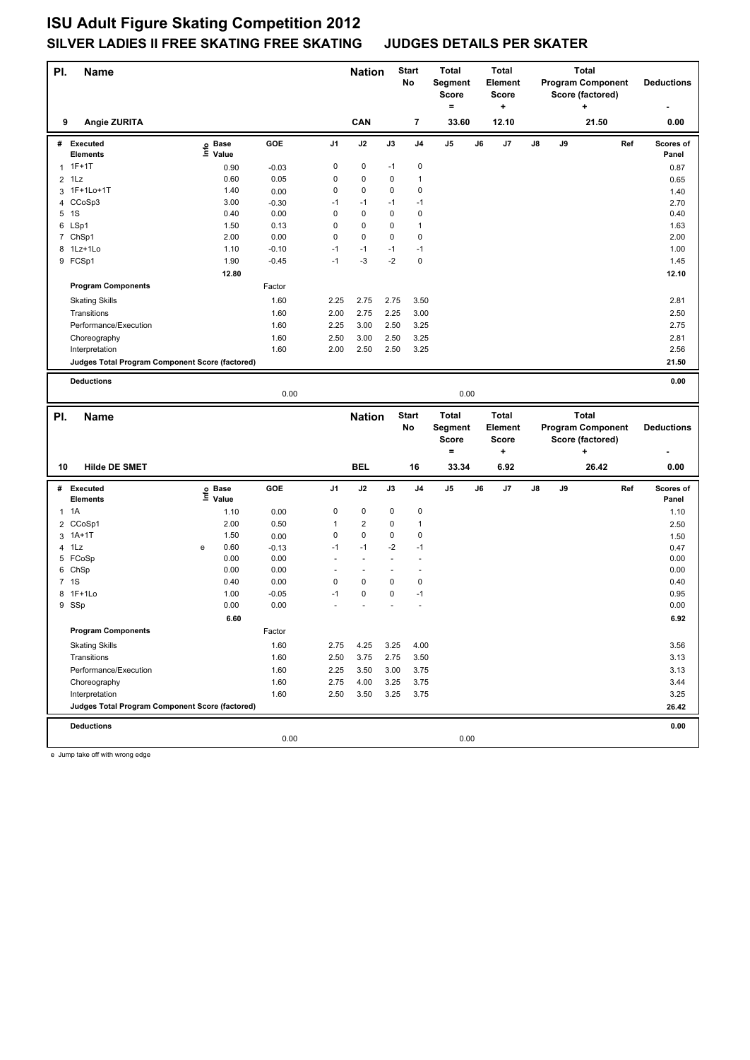# ISU Adult Figure Skating Competition 2012

## SILVER LADIES II FREE SKATING FREE SKATING JUDGES DETAILS PER SKATER

| Pl. | Name | Nation | Start No | Total Segment Score = | Total Element Score + | Total Program Component Score (factored) + | Deductions - |
|---|---|---|---|---|---|---|---|
| 9 | Angie ZURITA | CAN | 7 | 33.60 | 12.10 | 21.50 | 0.00 |

| # | Executed Elements | Info | Base Value | GOE | J1 | J2 | J3 | J4 | J5 | J6 | J7 | J8 | J9 | Ref | Scores of Panel |
|---|---|---|---|---|---|---|---|---|---|---|---|---|---|---|---|
| 1 | 1F+1T | | 0.90 | -0.03 | 0 | 0 | -1 | 0 | | | | | | | 0.87 |
| 2 | 1Lz | | 0.60 | 0.05 | 0 | 0 | 0 | 1 | | | | | | | 0.65 |
| 3 | 1F+1Lo+1T | | 1.40 | 0.00 | 0 | 0 | 0 | 0 | | | | | | | 1.40 |
| 4 | CCoSp3 | | 3.00 | -0.30 | -1 | -1 | -1 | -1 | | | | | | | 2.70 |
| 5 | 1S | | 0.40 | 0.00 | 0 | 0 | 0 | 0 | | | | | | | 0.40 |
| 6 | LSp1 | | 1.50 | 0.13 | 0 | 0 | 0 | 1 | | | | | | | 1.63 |
| 7 | ChSp1 | | 2.00 | 0.00 | 0 | 0 | 0 | 0 | | | | | | | 2.00 |
| 8 | 1Lz+1Lo | | 1.10 | -0.10 | -1 | -1 | -1 | -1 | | | | | | | 1.00 |
| 9 | FCSp1 | | 1.90 | -0.45 | -1 | -3 | -2 | 0 | | | | | | | 1.45 |
| | | | 12.80 | | | | | | | | | | | | 12.10 |
| | **Program Components** | | | Factor | | | | | | | | | | | |
| | Skating Skills | | | 1.60 | 2.25 | 2.75 | 2.75 | 3.50 | | | | | | | 2.81 |
| | Transitions | | | 1.60 | 2.00 | 2.75 | 2.25 | 3.00 | | | | | | | 2.50 |
| | Performance/Execution | | | 1.60 | 2.25 | 3.00 | 2.50 | 3.25 | | | | | | | 2.75 |
| | Choreography | | | 1.60 | 2.50 | 3.00 | 2.50 | 3.25 | | | | | | | 2.81 |
| | Interpretation | | | 1.60 | 2.00 | 2.50 | 2.50 | 3.25 | | | | | | | 2.56 |
| | **Judges Total Program Component Score (factored)** | | | | | | | | | | | | | | 21.50 |
| | **Deductions** | | | 0.00 | | | | | 0.00 | | | | | | 0.00 |

| Pl. | Name | Nation | Start No | Total Segment Score = | Total Element Score + | Total Program Component Score (factored) + | Deductions - |
|---|---|---|---|---|---|---|---|
| 10 | Hilde DE SMET | BEL | 16 | 33.34 | 6.92 | 26.42 | 0.00 |

| # | Executed Elements | Info | Base Value | GOE | J1 | J2 | J3 | J4 | J5 | J6 | J7 | J8 | J9 | Ref | Scores of Panel |
|---|---|---|---|---|---|---|---|---|---|---|---|---|---|---|---|
| 1 | 1A | | 1.10 | 0.00 | 0 | 0 | 0 | 0 | | | | | | | 1.10 |
| 2 | CCoSp1 | | 2.00 | 0.50 | 1 | 2 | 0 | 1 | | | | | | | 2.50 |
| 3 | 1A+1T | | 1.50 | 0.00 | 0 | 0 | 0 | 0 | | | | | | | 1.50 |
| 4 | 1Lz | e | 0.60 | -0.13 | -1 | -1 | -2 | -1 | | | | | | | 0.47 |
| 5 | FCoSp | | 0.00 | 0.00 | - | - | - | - | | | | | | | 0.00 |
| 6 | ChSp | | 0.00 | 0.00 | - | - | - | - | | | | | | | 0.00 |
| 7 | 1S | | 0.40 | 0.00 | 0 | 0 | 0 | 0 | | | | | | | 0.40 |
| 8 | 1F+1Lo | | 1.00 | -0.05 | -1 | 0 | 0 | -1 | | | | | | | 0.95 |
| 9 | SSp | | 0.00 | 0.00 | - | - | - | - | | | | | | | 0.00 |
| | | | 6.60 | | | | | | | | | | | | 6.92 |
| | **Program Components** | | | Factor | | | | | | | | | | | |
| | Skating Skills | | | 1.60 | 2.75 | 4.25 | 3.25 | 4.00 | | | | | | | 3.56 |
| | Transitions | | | 1.60 | 2.50 | 3.75 | 2.75 | 3.50 | | | | | | | 3.13 |
| | Performance/Execution | | | 1.60 | 2.25 | 3.50 | 3.00 | 3.75 | | | | | | | 3.13 |
| | Choreography | | | 1.60 | 2.75 | 4.00 | 3.25 | 3.75 | | | | | | | 3.44 |
| | Interpretation | | | 1.60 | 2.50 | 3.50 | 3.25 | 3.75 | | | | | | | 3.25 |
| | **Judges Total Program Component Score (factored)** | | | | | | | | | | | | | | 26.42 |
| | **Deductions** | | | 0.00 | | | | | 0.00 | | | | | | 0.00 |

e Jump take off with wrong edge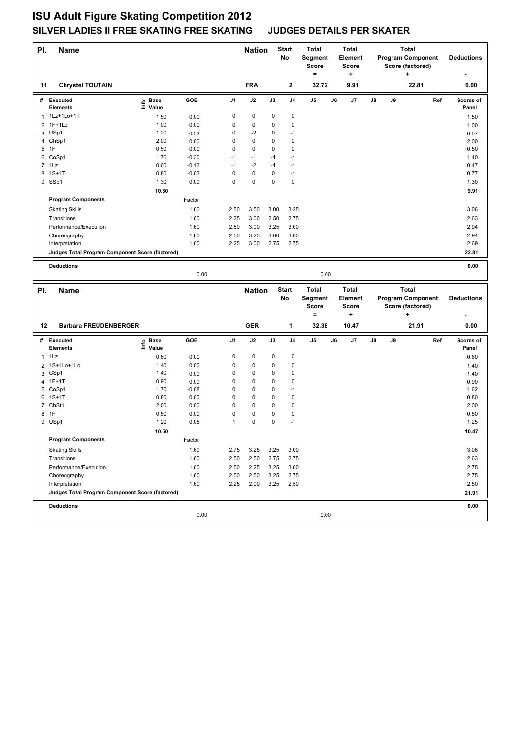# ISU Adult Figure Skating Competition 2012

## SILVER LADIES II FREE SKATING FREE SKATING JUDGES DETAILS PER SKATER

| Pl. | Name | Nation | Start No | Total Segment Score = | Total Element Score + | Total Program Component Score (factored) + | Deductions - |
|---|---|---|---|---|---|---|---|
| 11 | Chrystel TOUTAIN | FRA | 2 | 32.72 | 9.91 | 22.81 | 0.00 |

| # | Executed Elements | Info | Base Value | GOE | J1 | J2 | J3 | J4 | J5 | J6 | J7 | J8 | J9 | Ref | Scores of Panel |
|---|---|---|---|---|---|---|---|---|---|---|---|---|---|---|---|
| 1 | 1Lz+1Lo+1T | | 1.50 | 0.00 | 0 | 0 | 0 | 0 | | | | | | | 1.50 |
| 2 | 1F+1Lo | | 1.00 | 0.00 | 0 | 0 | 0 | 0 | | | | | | | 1.00 |
| 3 | USp1 | | 1.20 | -0.23 | 0 | -2 | 0 | -1 | | | | | | | 0.97 |
| 4 | ChSp1 | | 2.00 | 0.00 | 0 | 0 | 0 | 0 | | | | | | | 2.00 |
| 5 | 1F | | 0.50 | 0.00 | 0 | 0 | 0 | 0 | | | | | | | 0.50 |
| 6 | CoSp1 | | 1.70 | -0.30 | -1 | -1 | -1 | -1 | | | | | | | 1.40 |
| 7 | 1Lz | | 0.60 | -0.13 | -1 | -2 | -1 | -1 | | | | | | | 0.47 |
| 8 | 1S+1T | | 0.80 | -0.03 | 0 | 0 | 0 | -1 | | | | | | | 0.77 |
| 9 | SSp1 | | 1.30 | 0.00 | 0 | 0 | 0 | 0 | | | | | | | 1.30 |
| | | | 10.60 | | | | | | | | | | | | 9.91 |
| | **Program Components** | | | Factor | | | | | | | | | | | |
| | Skating Skills | | | 1.60 | 2.50 | 3.50 | 3.00 | 3.25 | | | | | | | 3.06 |
| | Transitions | | | 1.60 | 2.25 | 3.00 | 2.50 | 2.75 | | | | | | | 2.63 |
| | Performance/Execution | | | 1.60 | 2.50 | 3.00 | 3.25 | 3.00 | | | | | | | 2.94 |
| | Choreography | | | 1.60 | 2.50 | 3.25 | 3.00 | 3.00 | | | | | | | 2.94 |
| | Interpretation | | | 1.60 | 2.25 | 3.00 | 2.75 | 2.75 | | | | | | | 2.69 |
| | **Judges Total Program Component Score (factored)** | | | | | | | | | | | | | | 22.81 |
| | **Deductions** | | | 0.00 | | | | | 0.00 | | | | | | 0.00 |

| Pl. | Name | Nation | Start No | Total Segment Score = | Total Element Score + | Total Program Component Score (factored) + | Deductions - |
|---|---|---|---|---|---|---|---|
| 12 | Barbara FREUDENBERGER | GER | 1 | 32.38 | 10.47 | 21.91 | 0.00 |

| # | Executed Elements | Info | Base Value | GOE | J1 | J2 | J3 | J4 | J5 | J6 | J7 | J8 | J9 | Ref | Scores of Panel |
|---|---|---|---|---|---|---|---|---|---|---|---|---|---|---|---|
| 1 | 1Lz | | 0.60 | 0.00 | 0 | 0 | 0 | 0 | | | | | | | 0.60 |
| 2 | 1S+1Lo+1Lo | | 1.40 | 0.00 | 0 | 0 | 0 | 0 | | | | | | | 1.40 |
| 3 | CSp1 | | 1.40 | 0.00 | 0 | 0 | 0 | 0 | | | | | | | 1.40 |
| 4 | 1F+1T | | 0.90 | 0.00 | 0 | 0 | 0 | 0 | | | | | | | 0.90 |
| 5 | CoSp1 | | 1.70 | -0.08 | 0 | 0 | 0 | -1 | | | | | | | 1.62 |
| 6 | 1S+1T | | 0.80 | 0.00 | 0 | 0 | 0 | 0 | | | | | | | 0.80 |
| 7 | ChSt1 | | 2.00 | 0.00 | 0 | 0 | 0 | 0 | | | | | | | 2.00 |
| 8 | 1F | | 0.50 | 0.00 | 0 | 0 | 0 | 0 | | | | | | | 0.50 |
| 9 | USp1 | | 1.20 | 0.05 | 1 | 0 | 0 | -1 | | | | | | | 1.25 |
| | | | 10.50 | | | | | | | | | | | | 10.47 |
| | **Program Components** | | | Factor | | | | | | | | | | | |
| | Skating Skills | | | 1.60 | 2.75 | 3.25 | 3.25 | 3.00 | | | | | | | 3.06 |
| | Transitions | | | 1.60 | 2.50 | 2.50 | 2.75 | 2.75 | | | | | | | 2.63 |
| | Performance/Execution | | | 1.60 | 2.50 | 2.25 | 3.25 | 3.00 | | | | | | | 2.75 |
| | Choreography | | | 1.60 | 2.50 | 2.50 | 3.25 | 2.75 | | | | | | | 2.75 |
| | Interpretation | | | 1.60 | 2.25 | 2.00 | 3.25 | 2.50 | | | | | | | 2.50 |
| | **Judges Total Program Component Score (factored)** | | | | | | | | | | | | | | 21.91 |
| | **Deductions** | | | 0.00 | | | | | 0.00 | | | | | | 0.00 |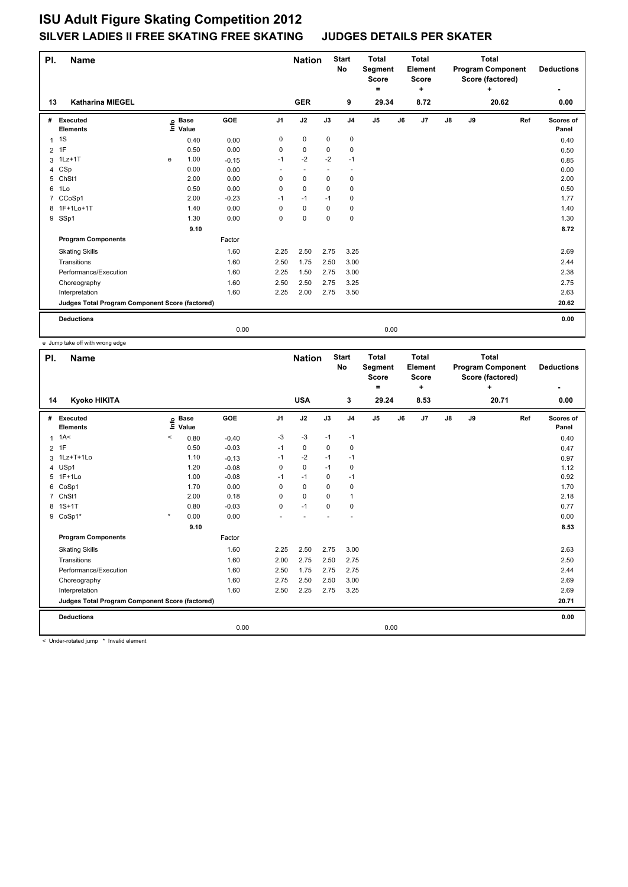# ISU Adult Figure Skating Competition 2012

## SILVER LADIES II FREE SKATING FREE SKATING JUDGES DETAILS PER SKATER

| Pl. | Name | Nation | Start No | Total Segment Score = | Total Element Score + | Total Program Component Score (factored) + | Deductions - |
|---|---|---|---|---|---|---|---|
| 13 | Katharina MIEGEL | GER | 9 | 29.34 | 8.72 | 20.62 | 0.00 |

| # | Executed Elements | Info | Base Value | GOE | J1 | J2 | J3 | J4 | J5 | J6 | J7 | J8 | J9 | Ref | Scores of Panel |
|---|---|---|---|---|---|---|---|---|---|---|---|---|---|---|---|
| 1 | 1S | | 0.40 | 0.00 | 0 | 0 | 0 | 0 | | | | | | | 0.40 |
| 2 | 1F | | 0.50 | 0.00 | 0 | 0 | 0 | 0 | | | | | | | 0.50 |
| 3 | 1Lz+1T | e | 1.00 | -0.15 | -1 | -2 | -2 | -1 | | | | | | | 0.85 |
| 4 | CSp | | 0.00 | 0.00 | - | - | - | - | | | | | | | 0.00 |
| 5 | ChSt1 | | 2.00 | 0.00 | 0 | 0 | 0 | 0 | | | | | | | 2.00 |
| 6 | 1Lo | | 0.50 | 0.00 | 0 | 0 | 0 | 0 | | | | | | | 0.50 |
| 7 | CCoSp1 | | 2.00 | -0.23 | -1 | -1 | -1 | 0 | | | | | | | 1.77 |
| 8 | 1F+1Lo+1T | | 1.40 | 0.00 | 0 | 0 | 0 | 0 | | | | | | | 1.40 |
| 9 | SSp1 | | 1.30 | 0.00 | 0 | 0 | 0 | 0 | | | | | | | 1.30 |
| | | | 9.10 | | | | | | | | | | | | 8.72 |
| | **Program Components** | | | Factor | | | | | | | | | | | |
| | Skating Skills | | | 1.60 | 2.25 | 2.50 | 2.75 | 3.25 | | | | | | | 2.69 |
| | Transitions | | | 1.60 | 2.50 | 1.75 | 2.50 | 3.00 | | | | | | | 2.44 |
| | Performance/Execution | | | 1.60 | 2.25 | 1.50 | 2.75 | 3.00 | | | | | | | 2.38 |
| | Choreography | | | 1.60 | 2.50 | 2.50 | 2.75 | 3.25 | | | | | | | 2.75 |
| | Interpretation | | | 1.60 | 2.25 | 2.00 | 2.75 | 3.50 | | | | | | | 2.63 |
| | **Judges Total Program Component Score (factored)** | | | | | | | | | | | | | | 20.62 |
| | **Deductions** | | | | | | | | | | | | | | 0.00 |
| | | | | 0.00 | | | | | 0.00 | | | | | | |

e Jump take off with wrong edge

| Pl. | Name | Nation | Start No | Total Segment Score = | Total Element Score + | Total Program Component Score (factored) + | Deductions - |
|---|---|---|---|---|---|---|---|
| 14 | Kyoko HIKITA | USA | 3 | 29.24 | 8.53 | 20.71 | 0.00 |

| # | Executed Elements | Info | Base Value | GOE | J1 | J2 | J3 | J4 | J5 | J6 | J7 | J8 | J9 | Ref | Scores of Panel |
|---|---|---|---|---|---|---|---|---|---|---|---|---|---|---|---|
| 1 | 1A< | < | 0.80 | -0.40 | -3 | -3 | -1 | -1 | | | | | | | 0.40 |
| 2 | 1F | | 0.50 | -0.03 | -1 | 0 | 0 | 0 | | | | | | | 0.47 |
| 3 | 1Lz+T+1Lo | | 1.10 | -0.13 | -1 | -2 | -1 | -1 | | | | | | | 0.97 |
| 4 | USp1 | | 1.20 | -0.08 | 0 | 0 | -1 | 0 | | | | | | | 1.12 |
| 5 | 1F+1Lo | | 1.00 | -0.08 | -1 | -1 | 0 | -1 | | | | | | | 0.92 |
| 6 | CoSp1 | | 1.70 | 0.00 | 0 | 0 | 0 | 0 | | | | | | | 1.70 |
| 7 | ChSt1 | | 2.00 | 0.18 | 0 | 0 | 0 | 1 | | | | | | | 2.18 |
| 8 | 1S+1T | | 0.80 | -0.03 | 0 | -1 | 0 | 0 | | | | | | | 0.77 |
| 9 | CoSp1* | * | 0.00 | 0.00 | - | - | - | - | | | | | | | 0.00 |
| | | | 9.10 | | | | | | | | | | | | 8.53 |
| | **Program Components** | | | Factor | | | | | | | | | | | |
| | Skating Skills | | | 1.60 | 2.25 | 2.50 | 2.75 | 3.00 | | | | | | | 2.63 |
| | Transitions | | | 1.60 | 2.00 | 2.75 | 2.50 | 2.75 | | | | | | | 2.50 |
| | Performance/Execution | | | 1.60 | 2.50 | 1.75 | 2.75 | 2.75 | | | | | | | 2.44 |
| | Choreography | | | 1.60 | 2.75 | 2.50 | 2.50 | 3.00 | | | | | | | 2.69 |
| | Interpretation | | | 1.60 | 2.50 | 2.25 | 2.75 | 3.25 | | | | | | | 2.69 |
| | **Judges Total Program Component Score (factored)** | | | | | | | | | | | | | | 20.71 |
| | **Deductions** | | | | | | | | | | | | | | 0.00 |
| | | | | 0.00 | | | | | 0.00 | | | | | | |

< Under-rotated jump * Invalid element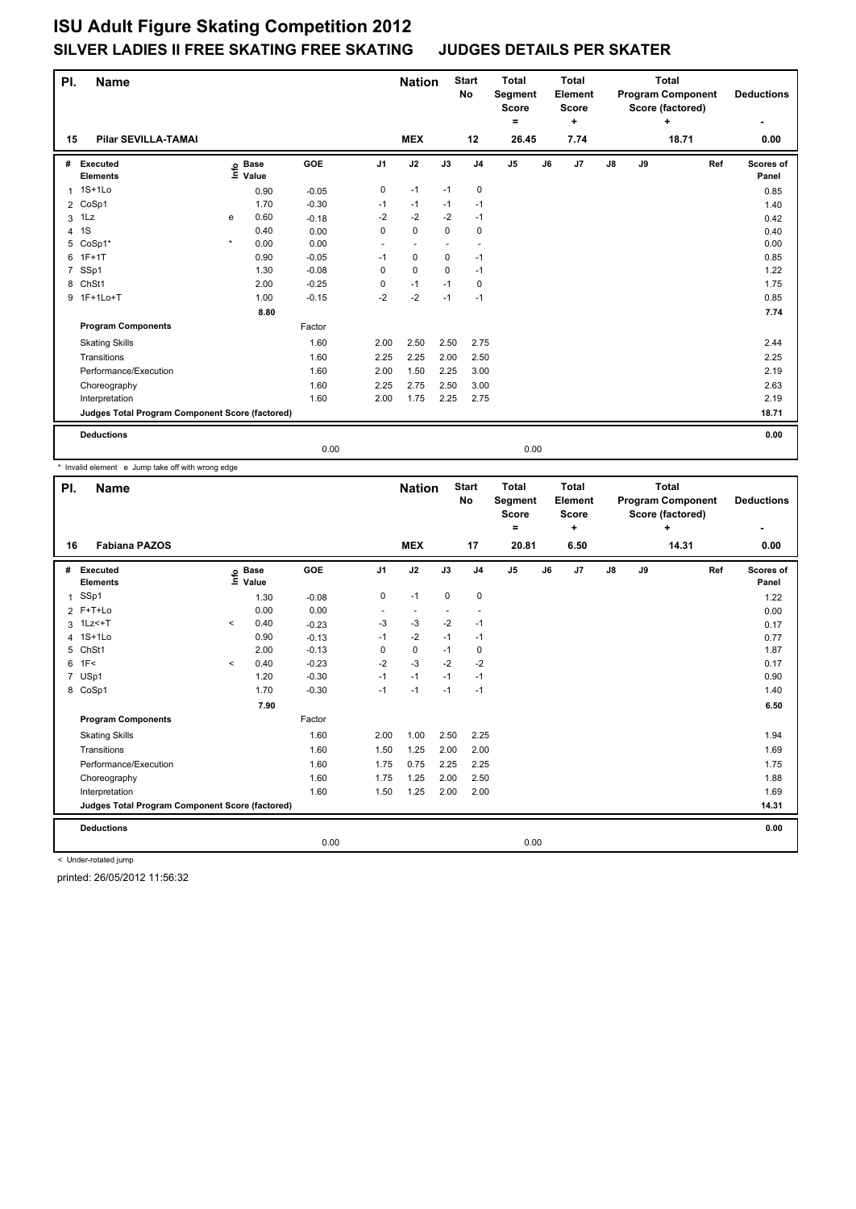# ISU Adult Figure Skating Competition 2012

## SILVER LADIES II FREE SKATING FREE SKATING JUDGES DETAILS PER SKATER

| Pl. | Name | Nation | Start No | Total Segment Score = | Total Element Score + | Total Program Component Score (factored) + | Deductions - |
|---|---|---|---|---|---|---|---|
| 15 | Pilar SEVILLA-TAMAI | MEX | 12 | 26.45 | 7.74 | 18.71 | 0.00 |

| # | Executed Elements | Info | Base Value | GOE | J1 | J2 | J3 | J4 | J5 | J6 | J7 | J8 | J9 | Ref | Scores of Panel |
|---|---|---|---|---|---|---|---|---|---|---|---|---|---|---|---|
| 1 | 1S+1Lo | | 0.90 | -0.05 | 0 | -1 | -1 | 0 | | | | | | | 0.85 |
| 2 | CoSp1 | | 1.70 | -0.30 | -1 | -1 | -1 | -1 | | | | | | | 1.40 |
| 3 | 1Lz | e | 0.60 | -0.18 | -2 | -2 | -2 | -1 | | | | | | | 0.42 |
| 4 | 1S | | 0.40 | 0.00 | 0 | 0 | 0 | 0 | | | | | | | 0.40 |
| 5 | CoSp1* | * | 0.00 | 0.00 | - | - | - | - | | | | | | | 0.00 |
| 6 | 1F+1T | | 0.90 | -0.05 | -1 | 0 | 0 | -1 | | | | | | | 0.85 |
| 7 | SSp1 | | 1.30 | -0.08 | 0 | 0 | 0 | -1 | | | | | | | 1.22 |
| 8 | ChSt1 | | 2.00 | -0.25 | 0 | -1 | -1 | 0 | | | | | | | 1.75 |
| 9 | 1F+1Lo+T | | 1.00 | -0.15 | -2 | -2 | -1 | -1 | | | | | | | 0.85 |
| | | | 8.80 | | | | | | | | | | | | 7.74 |
| | **Program Components** | | | Factor | | | | | | | | | | | |
| | Skating Skills | | | 1.60 | 2.00 | 2.50 | 2.50 | 2.75 | | | | | | | 2.44 |
| | Transitions | | | 1.60 | 2.25 | 2.25 | 2.00 | 2.50 | | | | | | | 2.25 |
| | Performance/Execution | | | 1.60 | 2.00 | 1.50 | 2.25 | 3.00 | | | | | | | 2.19 |
| | Choreography | | | 1.60 | 2.25 | 2.75 | 2.50 | 3.00 | | | | | | | 2.63 |
| | Interpretation | | | 1.60 | 2.00 | 1.75 | 2.25 | 2.75 | | | | | | | 2.19 |
| | **Judges Total Program Component Score (factored)** | | | | | | | | | | | | | | 18.71 |
| | **Deductions** | | | | | | | | | | | | | | 0.00 |
| | | | | 0.00 | | | | | 0.00 | | | | | | |

\* Invalid element e Jump take off with wrong edge

| Pl. | Name | Nation | Start No | Total Segment Score = | Total Element Score + | Total Program Component Score (factored) + | Deductions - |
|---|---|---|---|---|---|---|---|
| 16 | Fabiana PAZOS | MEX | 17 | 20.81 | 6.50 | 14.31 | 0.00 |

| # | Executed Elements | Info | Base Value | GOE | J1 | J2 | J3 | J4 | J5 | J6 | J7 | J8 | J9 | Ref | Scores of Panel |
|---|---|---|---|---|---|---|---|---|---|---|---|---|---|---|---|
| 1 | SSp1 | | 1.30 | -0.08 | 0 | -1 | 0 | 0 | | | | | | | 1.22 |
| 2 | F+T+Lo | | 0.00 | 0.00 | - | - | - | - | | | | | | | 0.00 |
| 3 | 1Lz<+T | < | 0.40 | -0.23 | -3 | -3 | -2 | -1 | | | | | | | 0.17 |
| 4 | 1S+1Lo | | 0.90 | -0.13 | -1 | -2 | -1 | -1 | | | | | | | 0.77 |
| 5 | ChSt1 | | 2.00 | -0.13 | 0 | 0 | -1 | 0 | | | | | | | 1.87 |
| 6 | 1F< | < | 0.40 | -0.23 | -2 | -3 | -2 | -2 | | | | | | | 0.17 |
| 7 | USp1 | | 1.20 | -0.30 | -1 | -1 | -1 | -1 | | | | | | | 0.90 |
| 8 | CoSp1 | | 1.70 | -0.30 | -1 | -1 | -1 | -1 | | | | | | | 1.40 |
| | | | 7.90 | | | | | | | | | | | | 6.50 |
| | **Program Components** | | | Factor | | | | | | | | | | | |
| | Skating Skills | | | 1.60 | 2.00 | 1.00 | 2.50 | 2.25 | | | | | | | 1.94 |
| | Transitions | | | 1.60 | 1.50 | 1.25 | 2.00 | 2.00 | | | | | | | 1.69 |
| | Performance/Execution | | | 1.60 | 1.75 | 0.75 | 2.25 | 2.25 | | | | | | | 1.75 |
| | Choreography | | | 1.60 | 1.75 | 1.25 | 2.00 | 2.50 | | | | | | | 1.88 |
| | Interpretation | | | 1.60 | 1.50 | 1.25 | 2.00 | 2.00 | | | | | | | 1.69 |
| | **Judges Total Program Component Score (factored)** | | | | | | | | | | | | | | 14.31 |
| | **Deductions** | | | | | | | | | | | | | | 0.00 |
| | | | | 0.00 | | | | | 0.00 | | | | | | |

< Under-rotated jump

printed: 26/05/2012 11:56:32